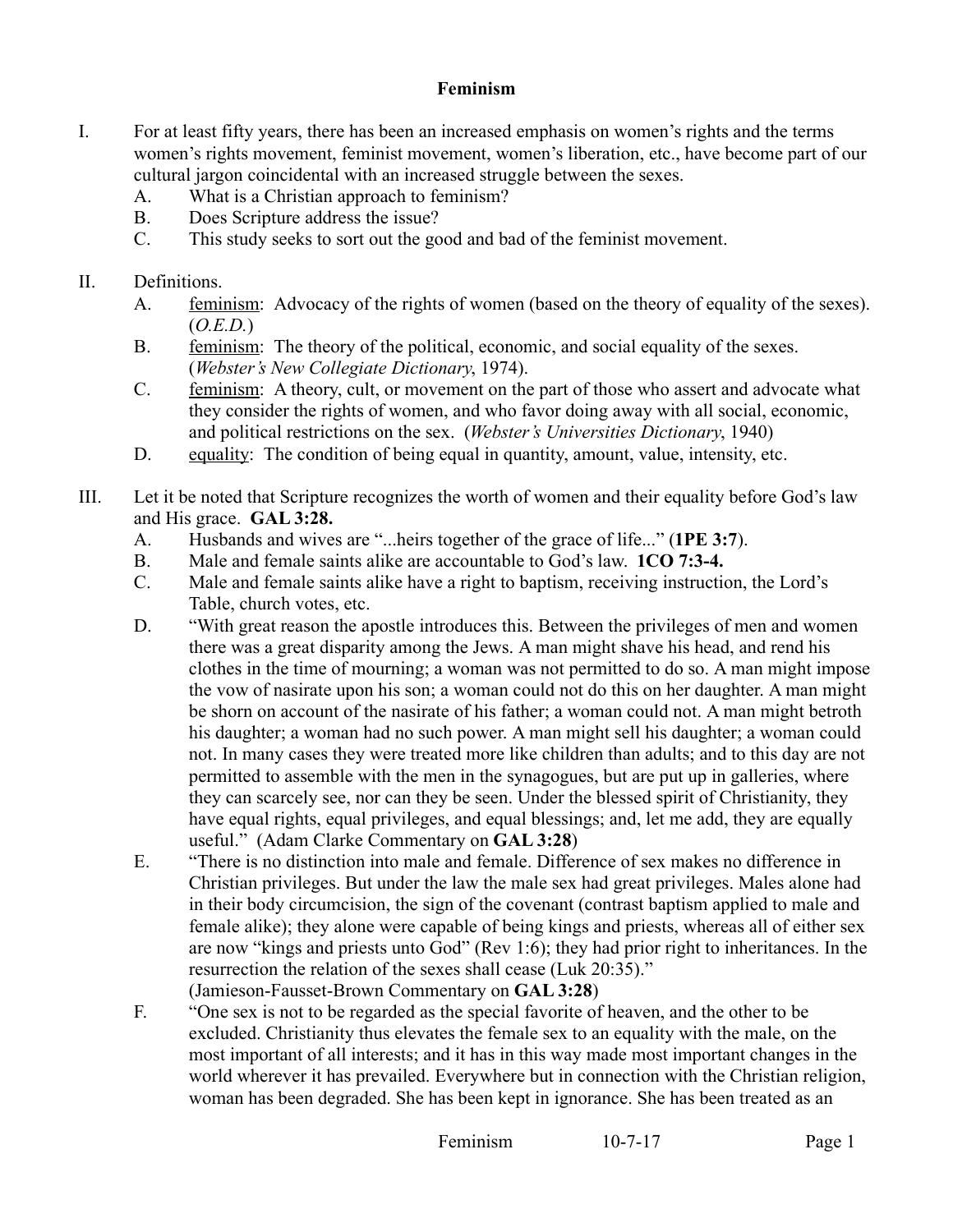# Feminism

I. For at least fifty years, there has been an increased emphasis on women's rights and the terms women's rights movement, feminist movement, women's liberation, etc., have become part of our cultural jargon coincidental with an increased struggle between the sexes.

   A. What is a Christian approach to feminism?

   B. Does Scripture address the issue?

   C. This study seeks to sort out the good and bad of the feminist movement.

II. Definitions.

   A. feminism: Advocacy of the rights of women (based on the theory of equality of the sexes). (*O.E.D.*)

   B. feminism: The theory of the political, economic, and social equality of the sexes. (*Webster's New Collegiate Dictionary*, 1974).

   C. feminism: A theory, cult, or movement on the part of those who assert and advocate what they consider the rights of women, and who favor doing away with all social, economic, and political restrictions on the sex. (*Webster's Universities Dictionary*, 1940)

   D. equality: The condition of being equal in quantity, amount, value, intensity, etc.

III. Let it be noted that Scripture recognizes the worth of women and their equality before God's law and His grace. **GAL 3:28.**

   A. Husbands and wives are "...heirs together of the grace of life..." (**1PE 3:7**).

   B. Male and female saints alike are accountable to God's law. **1CO 7:3-4.**

   C. Male and female saints alike have a right to baptism, receiving instruction, the Lord's Table, church votes, etc.

   D. "With great reason the apostle introduces this. Between the privileges of men and women there was a great disparity among the Jews. A man might shave his head, and rend his clothes in the time of mourning; a woman was not permitted to do so. A man might impose the vow of nasirate upon his son; a woman could not do this on her daughter. A man might be shorn on account of the nasirate of his father; a woman could not. A man might betroth his daughter; a woman had no such power. A man might sell his daughter; a woman could not. In many cases they were treated more like children than adults; and to this day are not permitted to assemble with the men in the synagogues, but are put up in galleries, where they can scarcely see, nor can they be seen. Under the blessed spirit of Christianity, they have equal rights, equal privileges, and equal blessings; and, let me add, they are equally useful." (Adam Clarke Commentary on **GAL 3:28**)

   E. "There is no distinction into male and female. Difference of sex makes no difference in Christian privileges. But under the law the male sex had great privileges. Males alone had in their body circumcision, the sign of the covenant (contrast baptism applied to male and female alike); they alone were capable of being kings and priests, whereas all of either sex are now "kings and priests unto God" (Rev 1:6); they had prior right to inheritances. In the resurrection the relation of the sexes shall cease (Luk 20:35)." (Jamieson-Fausset-Brown Commentary on **GAL 3:28**)

   F. "One sex is not to be regarded as the special favorite of heaven, and the other to be excluded. Christianity thus elevates the female sex to an equality with the male, on the most important of all interests; and it has in this way made most important changes in the world wherever it has prevailed. Everywhere but in connection with the Christian religion, woman has been degraded. She has been kept in ignorance. She has been treated as an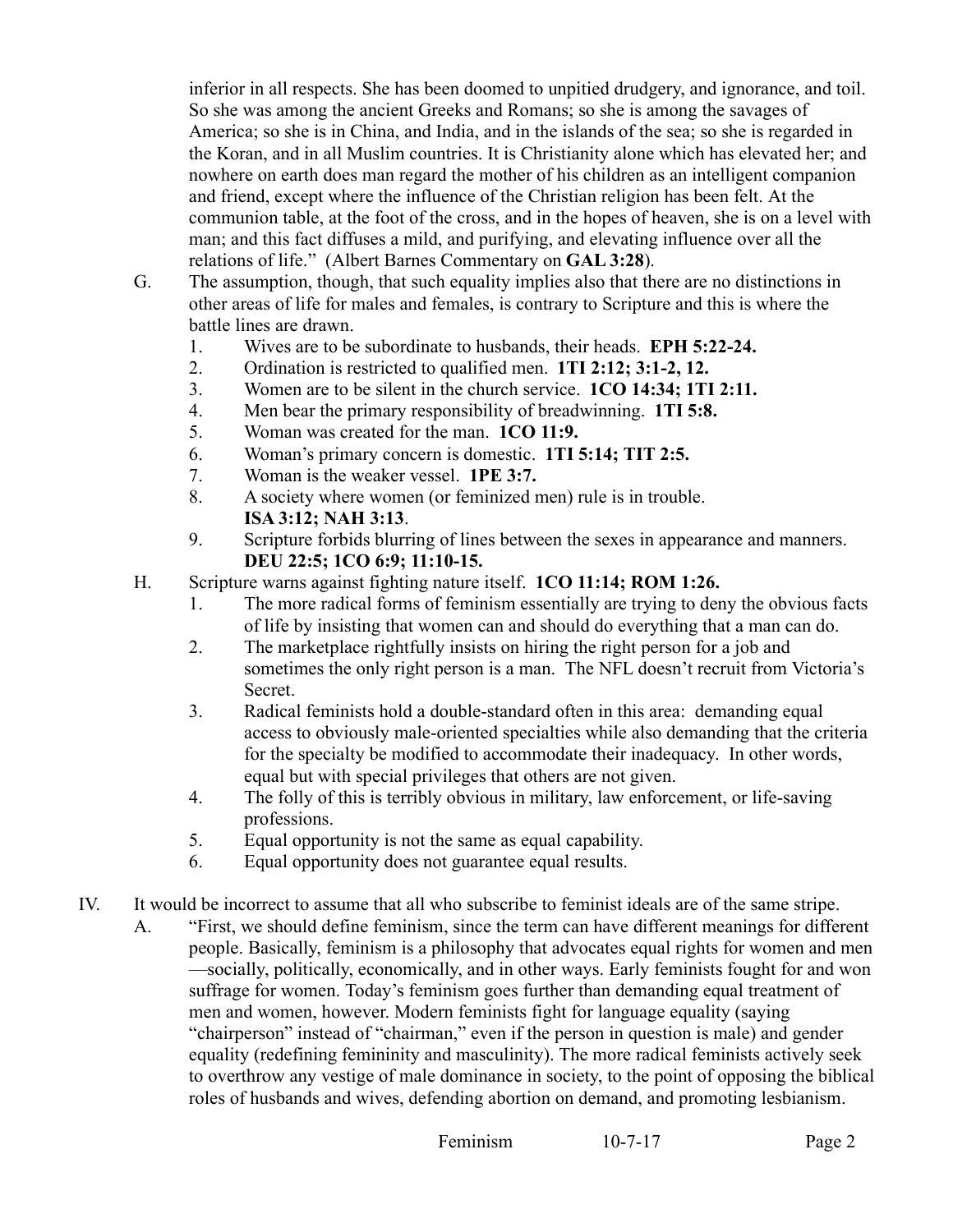inferior in all respects. She has been doomed to unpitied drudgery, and ignorance, and toil. So she was among the ancient Greeks and Romans; so she is among the savages of America; so she is in China, and India, and in the islands of the sea; so she is regarded in the Koran, and in all Muslim countries. It is Christianity alone which has elevated her; and nowhere on earth does man regard the mother of his children as an intelligent companion and friend, except where the influence of the Christian religion has been felt. At the communion table, at the foot of the cross, and in the hopes of heaven, she is on a level with man; and this fact diffuses a mild, and purifying, and elevating influence over all the relations of life." (Albert Barnes Commentary on **GAL 3:28**).

G. The assumption, though, that such equality implies also that there are no distinctions in other areas of life for males and females, is contrary to Scripture and this is where the battle lines are drawn.
   1. Wives are to be subordinate to husbands, their heads. **EPH 5:22-24.**
   2. Ordination is restricted to qualified men. **1TI 2:12; 3:1-2, 12.**
   3. Women are to be silent in the church service. **1CO 14:34; 1TI 2:11.**
   4. Men bear the primary responsibility of breadwinning. **1TI 5:8.**
   5. Woman was created for the man. **1CO 11:9.**
   6. Woman's primary concern is domestic. **1TI 5:14; TIT 2:5.**
   7. Woman is the weaker vessel. **1PE 3:7.**
   8. A society where women (or feminized men) rule is in trouble. **ISA 3:12; NAH 3:13**.
   9. Scripture forbids blurring of lines between the sexes in appearance and manners. **DEU 22:5; 1CO 6:9; 11:10-15.**

H. Scripture warns against fighting nature itself. **1CO 11:14; ROM 1:26.**
   1. The more radical forms of feminism essentially are trying to deny the obvious facts of life by insisting that women can and should do everything that a man can do.
   2. The marketplace rightfully insists on hiring the right person for a job and sometimes the only right person is a man. The NFL doesn't recruit from Victoria's Secret.
   3. Radical feminists hold a double-standard often in this area: demanding equal access to obviously male-oriented specialties while also demanding that the criteria for the specialty be modified to accommodate their inadequacy. In other words, equal but with special privileges that others are not given.
   4. The folly of this is terribly obvious in military, law enforcement, or life-saving professions.
   5. Equal opportunity is not the same as equal capability.
   6. Equal opportunity does not guarantee equal results.

IV. It would be incorrect to assume that all who subscribe to feminist ideals are of the same stripe.

A. "First, we should define feminism, since the term can have different meanings for different people. Basically, feminism is a philosophy that advocates equal rights for women and men —socially, politically, economically, and in other ways. Early feminists fought for and won suffrage for women. Today's feminism goes further than demanding equal treatment of men and women, however. Modern feminists fight for language equality (saying "chairperson" instead of "chairman," even if the person in question is male) and gender equality (redefining femininity and masculinity). The more radical feminists actively seek to overthrow any vestige of male dominance in society, to the point of opposing the biblical roles of husbands and wives, defending abortion on demand, and promoting lesbianism.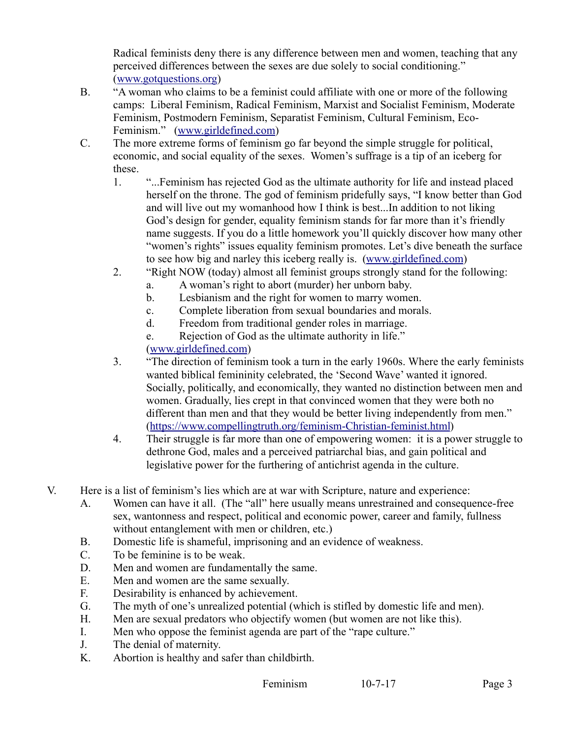Radical feminists deny there is any difference between men and women, teaching that any perceived differences between the sexes are due solely to social conditioning." (www.gotquestions.org)

B. "A woman who claims to be a feminist could affiliate with one or more of the following camps: Liberal Feminism, Radical Feminism, Marxist and Socialist Feminism, Moderate Feminism, Postmodern Feminism, Separatist Feminism, Cultural Feminism, Eco-Feminism." (www.girldefined.com)

C. The more extreme forms of feminism go far beyond the simple struggle for political, economic, and social equality of the sexes. Women's suffrage is a tip of an iceberg for these.

   1. "...Feminism has rejected God as the ultimate authority for life and instead placed herself on the throne. The god of feminism pridefully says, "I know better than God and will live out my womanhood how I think is best...In addition to not liking God's design for gender, equality feminism stands for far more than it's friendly name suggests. If you do a little homework you'll quickly discover how many other "women's rights" issues equality feminism promotes. Let's dive beneath the surface to see how big and narley this iceberg really is. (www.girldefined.com)

   2. "Right NOW (today) almost all feminist groups strongly stand for the following:
      a. A woman's right to abort (murder) her unborn baby.
      b. Lesbianism and the right for women to marry women.
      c. Complete liberation from sexual boundaries and morals.
      d. Freedom from traditional gender roles in marriage.
      e. Rejection of God as the ultimate authority in life."

      (www.girldefined.com)

   3. "The direction of feminism took a turn in the early 1960s. Where the early feminists wanted biblical femininity celebrated, the 'Second Wave' wanted it ignored. Socially, politically, and economically, they wanted no distinction between men and women. Gradually, lies crept in that convinced women that they were both no different than men and that they would be better living independently from men." (https://www.compellingtruth.org/feminism-Christian-feminist.html)

   4. Their struggle is far more than one of empowering women: it is a power struggle to dethrone God, males and a perceived patriarchal bias, and gain political and legislative power for the furthering of antichrist agenda in the culture.

V. Here is a list of feminism's lies which are at war with Scripture, nature and experience:

   A. Women can have it all. (The "all" here usually means unrestrained and consequence-free sex, wantonness and respect, political and economic power, career and family, fullness without entanglement with men or children, etc.)
   B. Domestic life is shameful, imprisoning and an evidence of weakness.
   C. To be feminine is to be weak.
   D. Men and women are fundamentally the same.
   E. Men and women are the same sexually.
   F. Desirability is enhanced by achievement.
   G. The myth of one's unrealized potential (which is stifled by domestic life and men).
   H. Men are sexual predators who objectify women (but women are not like this).
   I. Men who oppose the feminist agenda are part of the "rape culture."
   J. The denial of maternity.
   K. Abortion is healthy and safer than childbirth.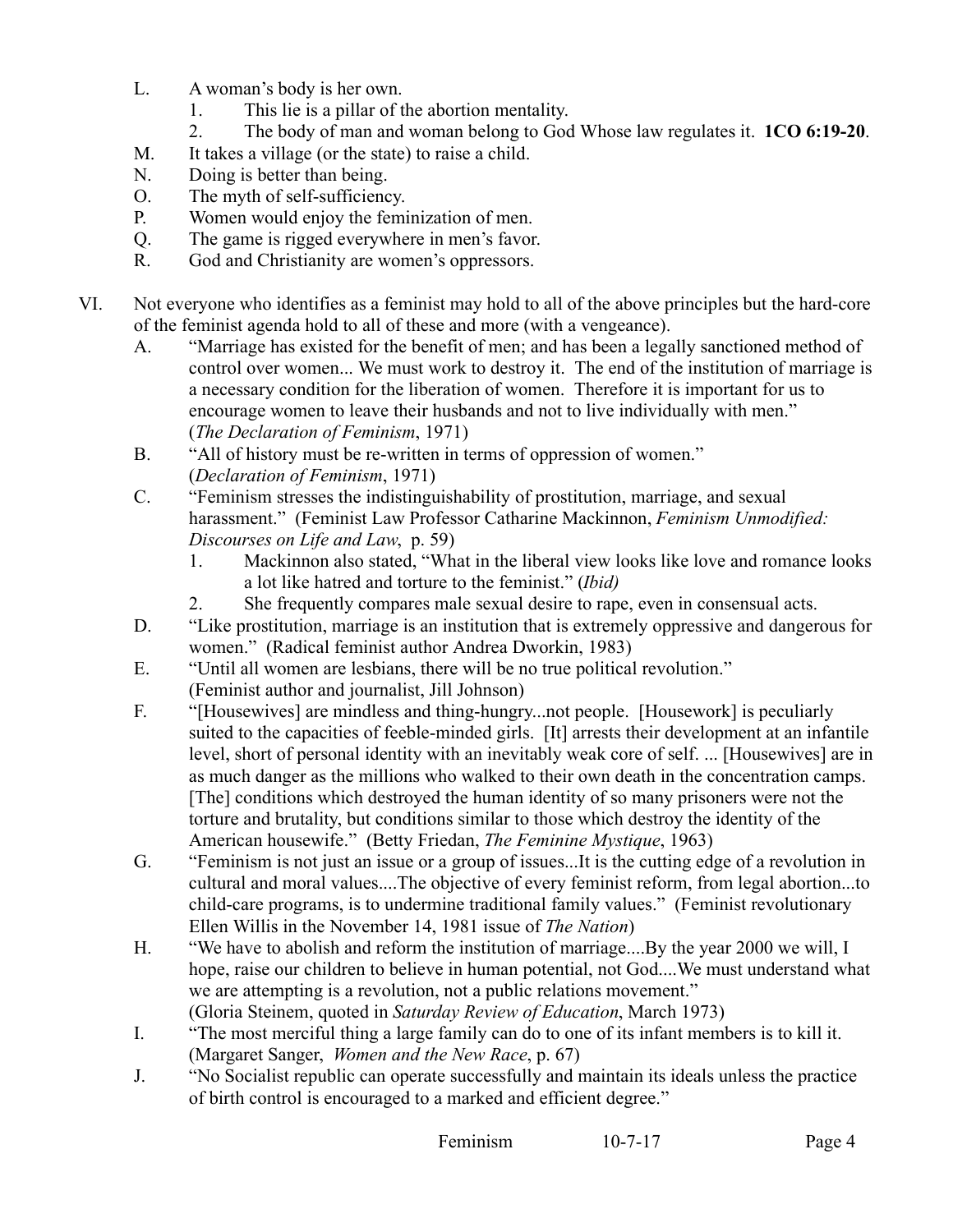L. A woman's body is her own.
   1. This lie is a pillar of the abortion mentality.
   2. The body of man and woman belong to God Whose law regulates it. **1CO 6:19-20**.

M. It takes a village (or the state) to raise a child.

N. Doing is better than being.

O. The myth of self-sufficiency.

P. Women would enjoy the feminization of men.

Q. The game is rigged everywhere in men's favor.

R. God and Christianity are women's oppressors.

VI. Not everyone who identifies as a feminist may hold to all of the above principles but the hard-core of the feminist agenda hold to all of these and more (with a vengeance).

A. "Marriage has existed for the benefit of men; and has been a legally sanctioned method of control over women... We must work to destroy it. The end of the institution of marriage is a necessary condition for the liberation of women. Therefore it is important for us to encourage women to leave their husbands and not to live individually with men." (*The Declaration of Feminism*, 1971)

B. "All of history must be re-written in terms of oppression of women." (*Declaration of Feminism*, 1971)

C. "Feminism stresses the indistinguishability of prostitution, marriage, and sexual harassment." (Feminist Law Professor Catharine Mackinnon, *Feminism Unmodified: Discourses on Life and Law*, p. 59)
   1. Mackinnon also stated, "What in the liberal view looks like love and romance looks a lot like hatred and torture to the feminist." (*Ibid)*
   2. She frequently compares male sexual desire to rape, even in consensual acts.

D. "Like prostitution, marriage is an institution that is extremely oppressive and dangerous for women." (Radical feminist author Andrea Dworkin, 1983)

E. "Until all women are lesbians, there will be no true political revolution." (Feminist author and journalist, Jill Johnson)

F. "[Housewives] are mindless and thing-hungry...not people. [Housework] is peculiarly suited to the capacities of feeble-minded girls. [It] arrests their development at an infantile level, short of personal identity with an inevitably weak core of self. ... [Housewives] are in as much danger as the millions who walked to their own death in the concentration camps. [The] conditions which destroyed the human identity of so many prisoners were not the torture and brutality, but conditions similar to those which destroy the identity of the American housewife." (Betty Friedan, *The Feminine Mystique*, 1963)

G. "Feminism is not just an issue or a group of issues...It is the cutting edge of a revolution in cultural and moral values....The objective of every feminist reform, from legal abortion...to child-care programs, is to undermine traditional family values." (Feminist revolutionary Ellen Willis in the November 14, 1981 issue of *The Nation*)

H. "We have to abolish and reform the institution of marriage....By the year 2000 we will, I hope, raise our children to believe in human potential, not God....We must understand what we are attempting is a revolution, not a public relations movement." (Gloria Steinem, quoted in *Saturday Review of Education*, March 1973)

I. "The most merciful thing a large family can do to one of its infant members is to kill it. (Margaret Sanger, *Women and the New Race*, p. 67)

J. "No Socialist republic can operate successfully and maintain its ideals unless the practice of birth control is encouraged to a marked and efficient degree."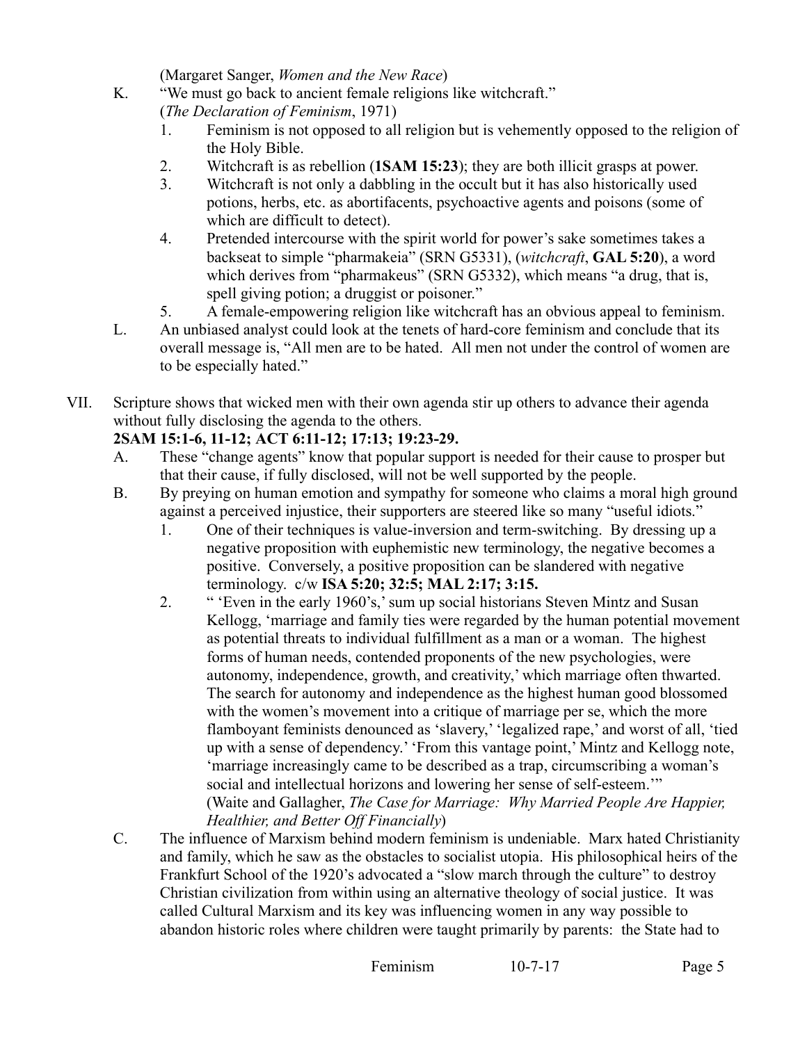(Margaret Sanger, *Women and the New Race*)

K. "We must go back to ancient female religions like witchcraft." (*The Declaration of Feminism*, 1971)
   1. Feminism is not opposed to all religion but is vehemently opposed to the religion of the Holy Bible.
   2. Witchcraft is as rebellion (**1SAM 15:23**); they are both illicit grasps at power.
   3. Witchcraft is not only a dabbling in the occult but it has also historically used potions, herbs, etc. as abortifacents, psychoactive agents and poisons (some of which are difficult to detect).
   4. Pretended intercourse with the spirit world for power's sake sometimes takes a backseat to simple "pharmakeia" (SRN G5331), (*witchcraft*, **GAL 5:20**), a word which derives from "pharmakeus" (SRN G5332), which means "a drug, that is, spell giving potion; a druggist or poisoner."
   5. A female-empowering religion like witchcraft has an obvious appeal to feminism.

L. An unbiased analyst could look at the tenets of hard-core feminism and conclude that its overall message is, "All men are to be hated. All men not under the control of women are to be especially hated."

VII. Scripture shows that wicked men with their own agenda stir up others to advance their agenda without fully disclosing the agenda to the others.
**2SAM 15:1-6, 11-12; ACT 6:11-12; 17:13; 19:23-29.**

A. These "change agents" know that popular support is needed for their cause to prosper but that their cause, if fully disclosed, will not be well supported by the people.

B. By preying on human emotion and sympathy for someone who claims a moral high ground against a perceived injustice, their supporters are steered like so many "useful idiots."
   1. One of their techniques is value-inversion and term-switching. By dressing up a negative proposition with euphemistic new terminology, the negative becomes a positive. Conversely, a positive proposition can be slandered with negative terminology. c/w **ISA 5:20; 32:5; MAL 2:17; 3:15.**
   2. " 'Even in the early 1960's,' sum up social historians Steven Mintz and Susan Kellogg, 'marriage and family ties were regarded by the human potential movement as potential threats to individual fulfillment as a man or a woman. The highest forms of human needs, contended proponents of the new psychologies, were autonomy, independence, growth, and creativity,' which marriage often thwarted. The search for autonomy and independence as the highest human good blossomed with the women's movement into a critique of marriage per se, which the more flamboyant feminists denounced as 'slavery,' 'legalized rape,' and worst of all, 'tied up with a sense of dependency.' 'From this vantage point,' Mintz and Kellogg note, 'marriage increasingly came to be described as a trap, circumscribing a woman's social and intellectual horizons and lowering her sense of self-esteem.'" (Waite and Gallagher, *The Case for Marriage: Why Married People Are Happier, Healthier, and Better Off Financially*)

C. The influence of Marxism behind modern feminism is undeniable. Marx hated Christianity and family, which he saw as the obstacles to socialist utopia. His philosophical heirs of the Frankfurt School of the 1920's advocated a "slow march through the culture" to destroy Christian civilization from within using an alternative theology of social justice. It was called Cultural Marxism and its key was influencing women in any way possible to abandon historic roles where children were taught primarily by parents: the State had to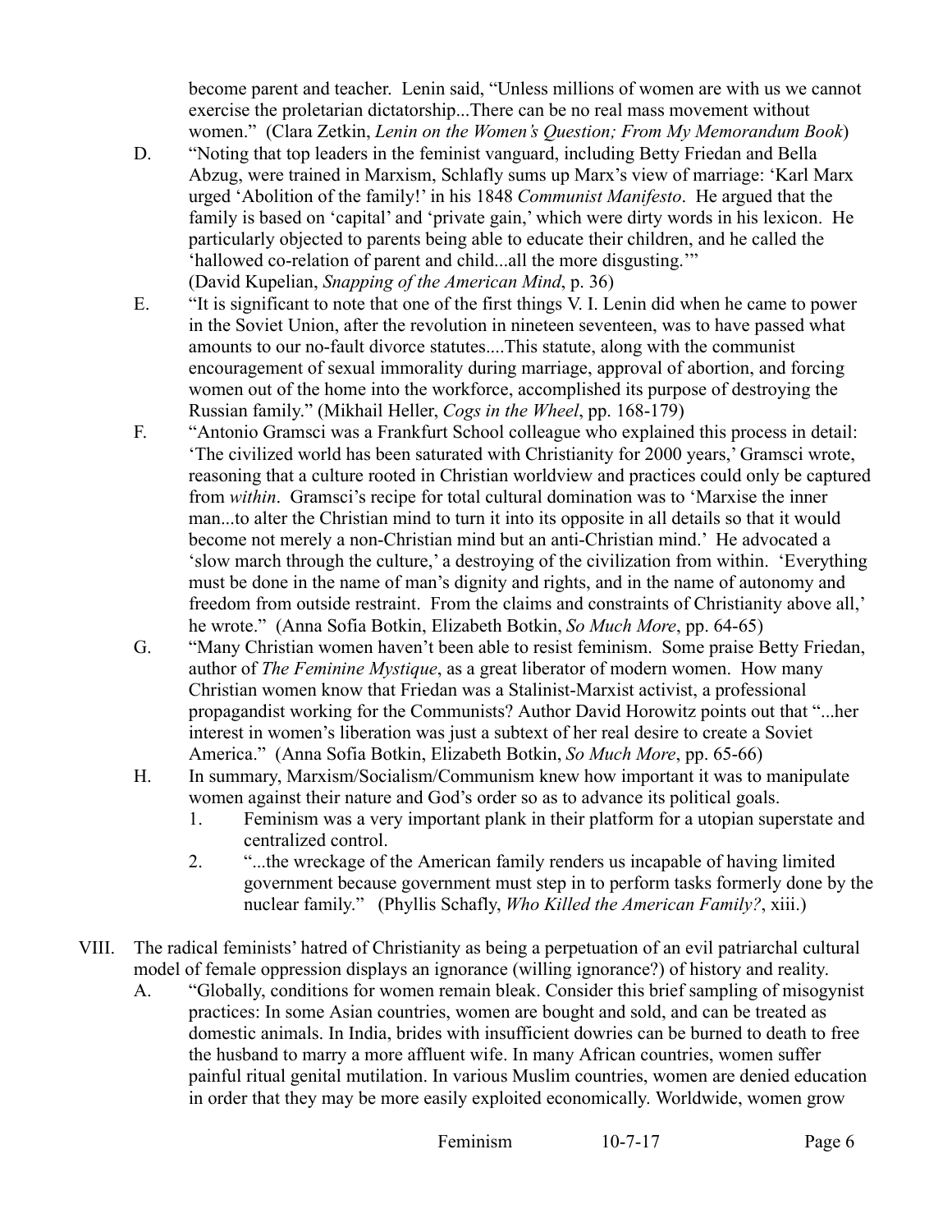become parent and teacher. Lenin said, "Unless millions of women are with us we cannot exercise the proletarian dictatorship...There can be no real mass movement without women." (Clara Zetkin, *Lenin on the Women's Question; From My Memorandum Book*)

D. "Noting that top leaders in the feminist vanguard, including Betty Friedan and Bella Abzug, were trained in Marxism, Schlafly sums up Marx's view of marriage: 'Karl Marx urged 'Abolition of the family!' in his 1848 *Communist Manifesto*. He argued that the family is based on 'capital' and 'private gain,' which were dirty words in his lexicon. He particularly objected to parents being able to educate their children, and he called the 'hallowed co-relation of parent and child...all the more disgusting.'" (David Kupelian, *Snapping of the American Mind*, p. 36)

E. "It is significant to note that one of the first things V. I. Lenin did when he came to power in the Soviet Union, after the revolution in nineteen seventeen, was to have passed what amounts to our no-fault divorce statutes....This statute, along with the communist encouragement of sexual immorality during marriage, approval of abortion, and forcing women out of the home into the workforce, accomplished its purpose of destroying the Russian family." (Mikhail Heller, *Cogs in the Wheel*, pp. 168-179)

F. "Antonio Gramsci was a Frankfurt School colleague who explained this process in detail: 'The civilized world has been saturated with Christianity for 2000 years,' Gramsci wrote, reasoning that a culture rooted in Christian worldview and practices could only be captured from *within*. Gramsci's recipe for total cultural domination was to 'Marxise the inner man...to alter the Christian mind to turn it into its opposite in all details so that it would become not merely a non-Christian mind but an anti-Christian mind.' He advocated a 'slow march through the culture,' a destroying of the civilization from within. 'Everything must be done in the name of man's dignity and rights, and in the name of autonomy and freedom from outside restraint. From the claims and constraints of Christianity above all,' he wrote." (Anna Sofia Botkin, Elizabeth Botkin, *So Much More*, pp. 64-65)

G. "Many Christian women haven't been able to resist feminism. Some praise Betty Friedan, author of *The Feminine Mystique*, as a great liberator of modern women. How many Christian women know that Friedan was a Stalinist-Marxist activist, a professional propagandist working for the Communists? Author David Horowitz points out that "...her interest in women's liberation was just a subtext of her real desire to create a Soviet America." (Anna Sofia Botkin, Elizabeth Botkin, *So Much More*, pp. 65-66)

H. In summary, Marxism/Socialism/Communism knew how important it was to manipulate women against their nature and God's order so as to advance its political goals.
   1. Feminism was a very important plank in their platform for a utopian superstate and centralized control.
   2. "...the wreckage of the American family renders us incapable of having limited government because government must step in to perform tasks formerly done by the nuclear family." (Phyllis Schafly, *Who Killed the American Family?*, xiii.)

VIII. The radical feminists' hatred of Christianity as being a perpetuation of an evil patriarchal cultural model of female oppression displays an ignorance (willing ignorance?) of history and reality.

A. "Globally, conditions for women remain bleak. Consider this brief sampling of misogynist practices: In some Asian countries, women are bought and sold, and can be treated as domestic animals. In India, brides with insufficient dowries can be burned to death to free the husband to marry a more affluent wife. In many African countries, women suffer painful ritual genital mutilation. In various Muslim countries, women are denied education in order that they may be more easily exploited economically. Worldwide, women grow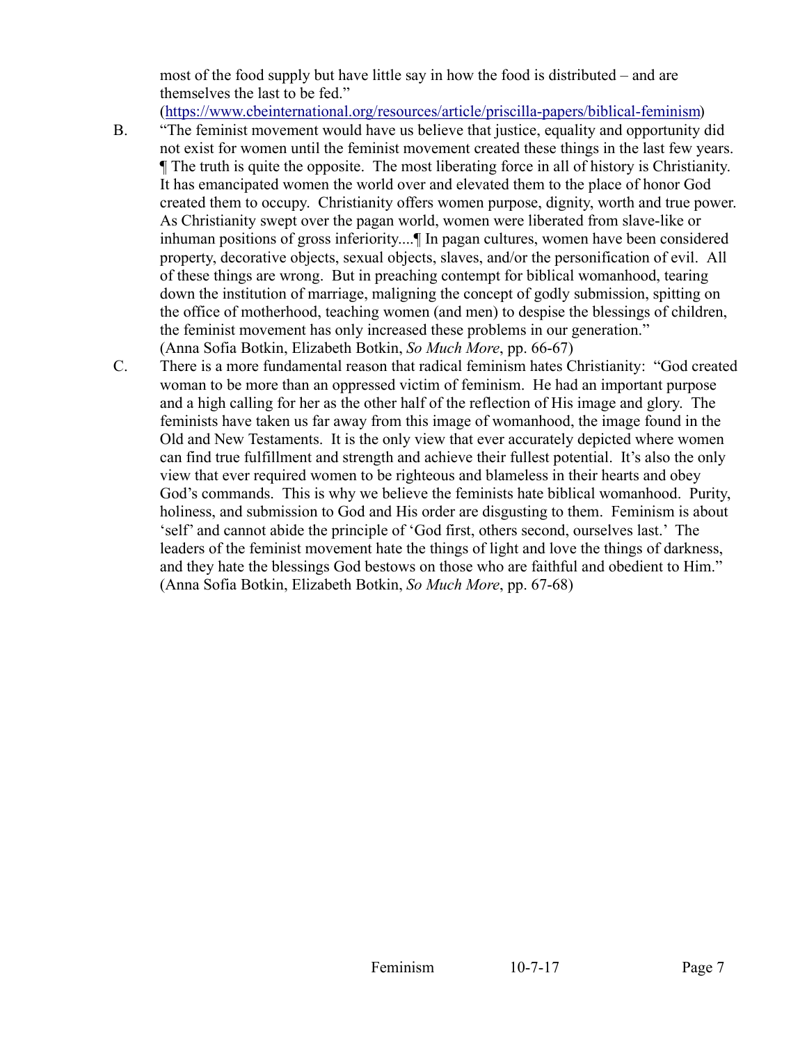most of the food supply but have little say in how the food is distributed – and are themselves the last to be fed."
(https://www.cbeinternational.org/resources/article/priscilla-papers/biblical-feminism)

B. "The feminist movement would have us believe that justice, equality and opportunity did not exist for women until the feminist movement created these things in the last few years. ¶ The truth is quite the opposite. The most liberating force in all of history is Christianity. It has emancipated women the world over and elevated them to the place of honor God created them to occupy. Christianity offers women purpose, dignity, worth and true power. As Christianity swept over the pagan world, women were liberated from slave-like or inhuman positions of gross inferiority....¶ In pagan cultures, women have been considered property, decorative objects, sexual objects, slaves, and/or the personification of evil. All of these things are wrong. But in preaching contempt for biblical womanhood, tearing down the institution of marriage, maligning the concept of godly submission, spitting on the office of motherhood, teaching women (and men) to despise the blessings of children, the feminist movement has only increased these problems in our generation." (Anna Sofia Botkin, Elizabeth Botkin, *So Much More*, pp. 66-67)

C. There is a more fundamental reason that radical feminism hates Christianity: "God created woman to be more than an oppressed victim of feminism. He had an important purpose and a high calling for her as the other half of the reflection of His image and glory. The feminists have taken us far away from this image of womanhood, the image found in the Old and New Testaments. It is the only view that ever accurately depicted where women can find true fulfillment and strength and achieve their fullest potential. It's also the only view that ever required women to be righteous and blameless in their hearts and obey God's commands. This is why we believe the feminists hate biblical womanhood. Purity, holiness, and submission to God and His order are disgusting to them. Feminism is about 'self' and cannot abide the principle of 'God first, others second, ourselves last.' The leaders of the feminist movement hate the things of light and love the things of darkness, and they hate the blessings God bestows on those who are faithful and obedient to Him." (Anna Sofia Botkin, Elizabeth Botkin, *So Much More*, pp. 67-68)